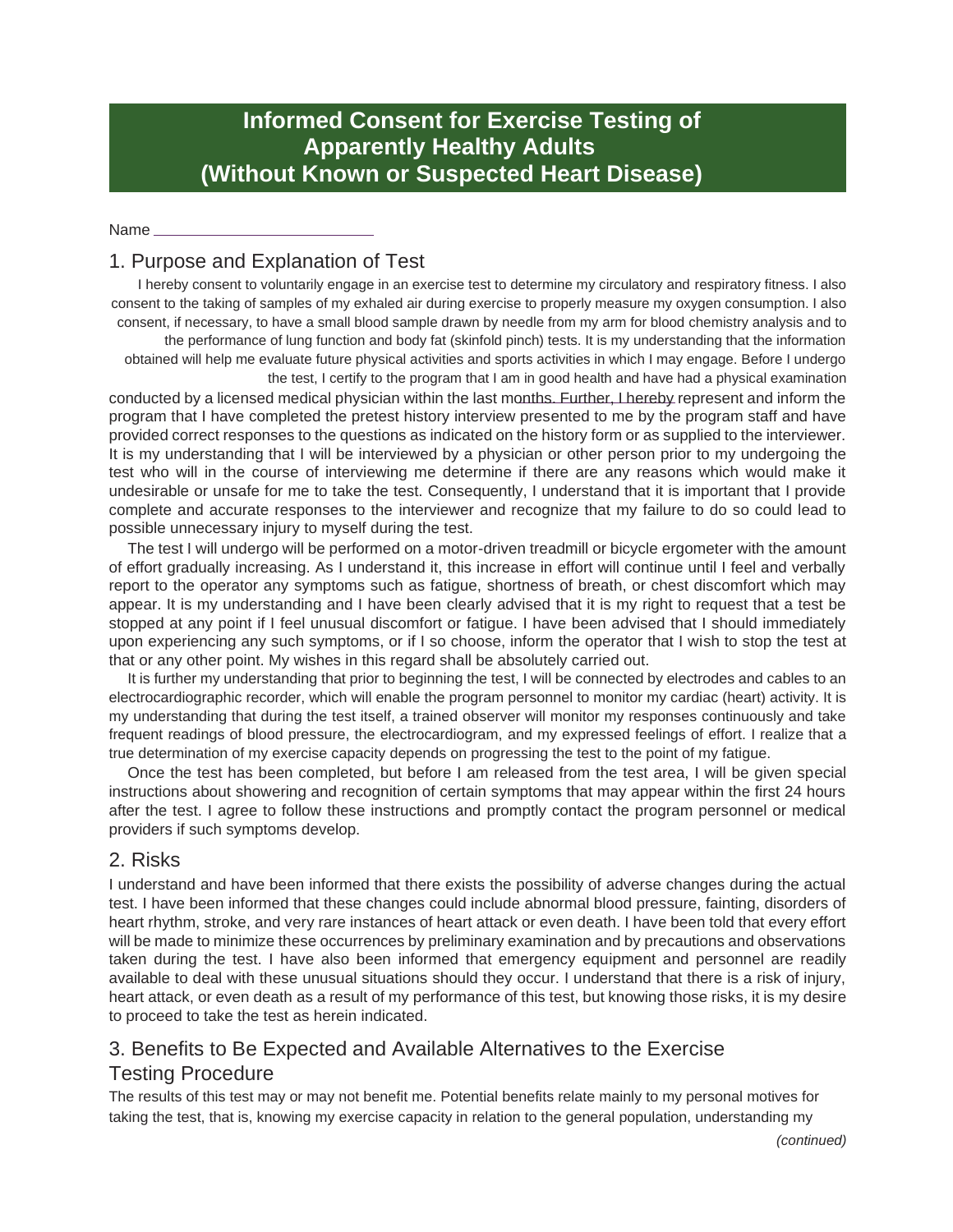# Informed Consent for Exercise Testing of Apparently Healthy Adults (Without Known or Suspected Heart Disease)

Name ____________________________

## 1. Purpose and Explanation of Test

I hereby consent to voluntarily engage in an exercise test to determine my circulatory and respiratory fitness. I also consent to the taking of samples of my exhaled air during exercise to properly measure my oxygen consumption. I also consent, if necessary, to have a small blood sample drawn by needle from my arm for blood chemistry analysis and to the performance of lung function and body fat (skinfold pinch) tests. It is my understanding that the information obtained will help me evaluate future physical activities and sports activities in which I may engage. Before I undergo the test, I certify to the program that I am in good health and have had a physical examination conducted by a licensed medical physician within the last months. Further, I hereby represent and inform the program that I have completed the pretest history interview presented to me by the program staff and have provided correct responses to the questions as indicated on the history form or as supplied to the interviewer. It is my understanding that I will be interviewed by a physician or other person prior to my undergoing the test who will in the course of interviewing me determine if there are any reasons which would make it undesirable or unsafe for me to take the test. Consequently, I understand that it is important that I provide complete and accurate responses to the interviewer and recognize that my failure to do so could lead to possible unnecessary injury to myself during the test.

The test I will undergo will be performed on a motor-driven treadmill or bicycle ergometer with the amount of effort gradually increasing. As I understand it, this increase in effort will continue until I feel and verbally report to the operator any symptoms such as fatigue, shortness of breath, or chest discomfort which may appear. It is my understanding and I have been clearly advised that it is my right to request that a test be stopped at any point if I feel unusual discomfort or fatigue. I have been advised that I should immediately upon experiencing any such symptoms, or if I so choose, inform the operator that I wish to stop the test at that or any other point. My wishes in this regard shall be absolutely carried out.

It is further my understanding that prior to beginning the test, I will be connected by electrodes and cables to an electrocardiographic recorder, which will enable the program personnel to monitor my cardiac (heart) activity. It is my understanding that during the test itself, a trained observer will monitor my responses continuously and take frequent readings of blood pressure, the electrocardiogram, and my expressed feelings of effort. I realize that a true determination of my exercise capacity depends on progressing the test to the point of my fatigue.

Once the test has been completed, but before I am released from the test area, I will be given special instructions about showering and recognition of certain symptoms that may appear within the first 24 hours after the test. I agree to follow these instructions and promptly contact the program personnel or medical providers if such symptoms develop.

## 2. Risks

I understand and have been informed that there exists the possibility of adverse changes during the actual test. I have been informed that these changes could include abnormal blood pressure, fainting, disorders of heart rhythm, stroke, and very rare instances of heart attack or even death. I have been told that every effort will be made to minimize these occurrences by preliminary examination and by precautions and observations taken during the test. I have also been informed that emergency equipment and personnel are readily available to deal with these unusual situations should they occur. I understand that there is a risk of injury, heart attack, or even death as a result of my performance of this test, but knowing those risks, it is my desire to proceed to take the test as herein indicated.

## 3. Benefits to Be Expected and Available Alternatives to the Exercise Testing Procedure

The results of this test may or may not benefit me. Potential benefits relate mainly to my personal motives for taking the test, that is, knowing my exercise capacity in relation to the general population, understanding my

*(continued)*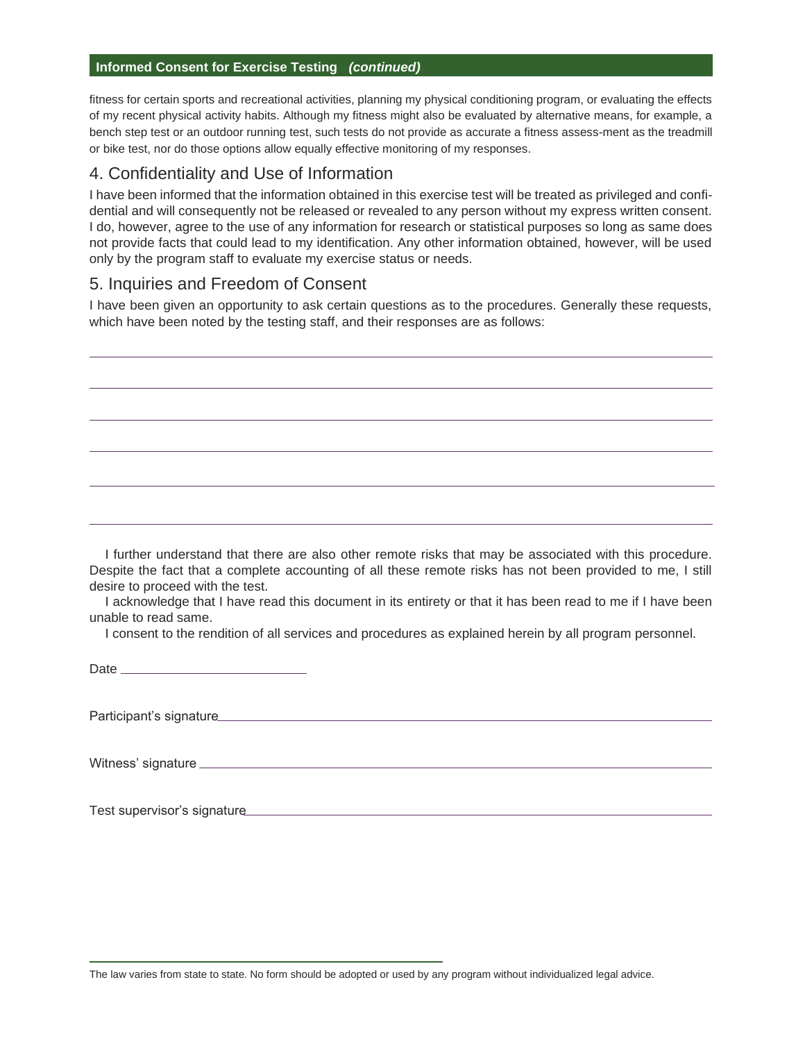**Informed Consent for Exercise Testing** ***(continued)***

fitness for certain sports and recreational activities, planning my physical conditioning program, or evaluating the effects of my recent physical activity habits. Although my fitness might also be evaluated by alternative means, for example, a bench step test or an outdoor running test, such tests do not provide as accurate a fitness assess-ment as the treadmill or bike test, nor do those options allow equally effective monitoring of my responses.

## 4. Confidentiality and Use of Information

I have been informed that the information obtained in this exercise test will be treated as privileged and confidential and will consequently not be released or revealed to any person without my express written consent. I do, however, agree to the use of any information for research or statistical purposes so long as same does not provide facts that could lead to my identification. Any other information obtained, however, will be used only by the program staff to evaluate my exercise status or needs.

## 5. Inquiries and Freedom of Consent

I have been given an opportunity to ask certain questions as to the procedures. Generally these requests, which have been noted by the testing staff, and their responses are as follows:

______________________________________________________________________

______________________________________________________________________

______________________________________________________________________

______________________________________________________________________

______________________________________________________________________

______________________________________________________________________

I further understand that there are also other remote risks that may be associated with this procedure. Despite the fact that a complete accounting of all these remote risks has not been provided to me, I still desire to proceed with the test.

I acknowledge that I have read this document in its entirety or that it has been read to me if I have been unable to read same.

I consent to the rendition of all services and procedures as explained herein by all program personnel.

Date ____________________

Participant's signature ______________________________________________

Witness' signature ______________________________________________

Test supervisor's signature ______________________________________________

The law varies from state to state. No form should be adopted or used by any program without individualized legal advice.